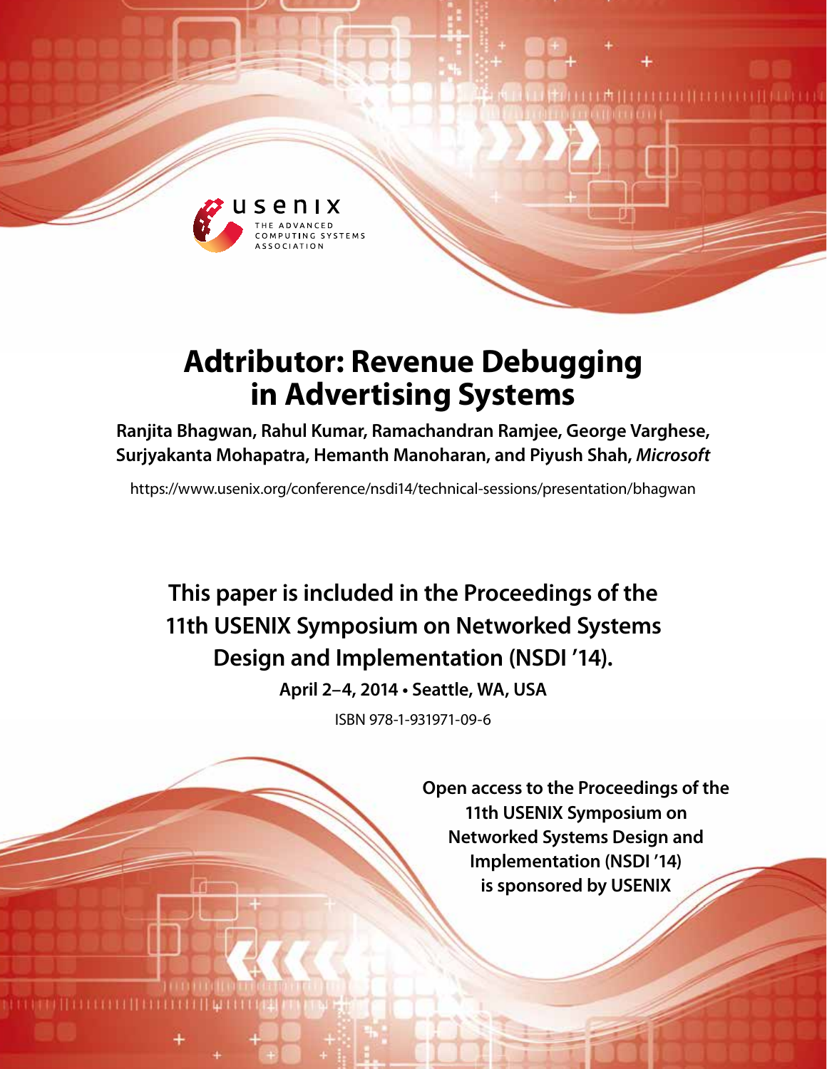usenix

THE ADVANCED COMPUTING SYSTEMS ASSOCIATION

# Adtributor: Revenue Debugging in Advertising Systems

**Ranjita Bhagwan, Rahul Kumar, Ramachandran Ramjee, George Varghese, Surjyakanta Mohapatra, Hemanth Manoharan, and Piyush Shah,** ***Microsoft***

https://www.usenix.org/conference/nsdi14/technical-sessions/presentation/bhagwan

**This paper is included in the Proceedings of the 11th USENIX Symposium on Networked Systems Design and Implementation (NSDI '14).**

**April 2–4, 2014 • Seattle, WA, USA**

ISBN 978-1-931971-09-6

**Open access to the Proceedings of the 11th USENIX Symposium on Networked Systems Design and Implementation (NSDI '14) is sponsored by USENIX**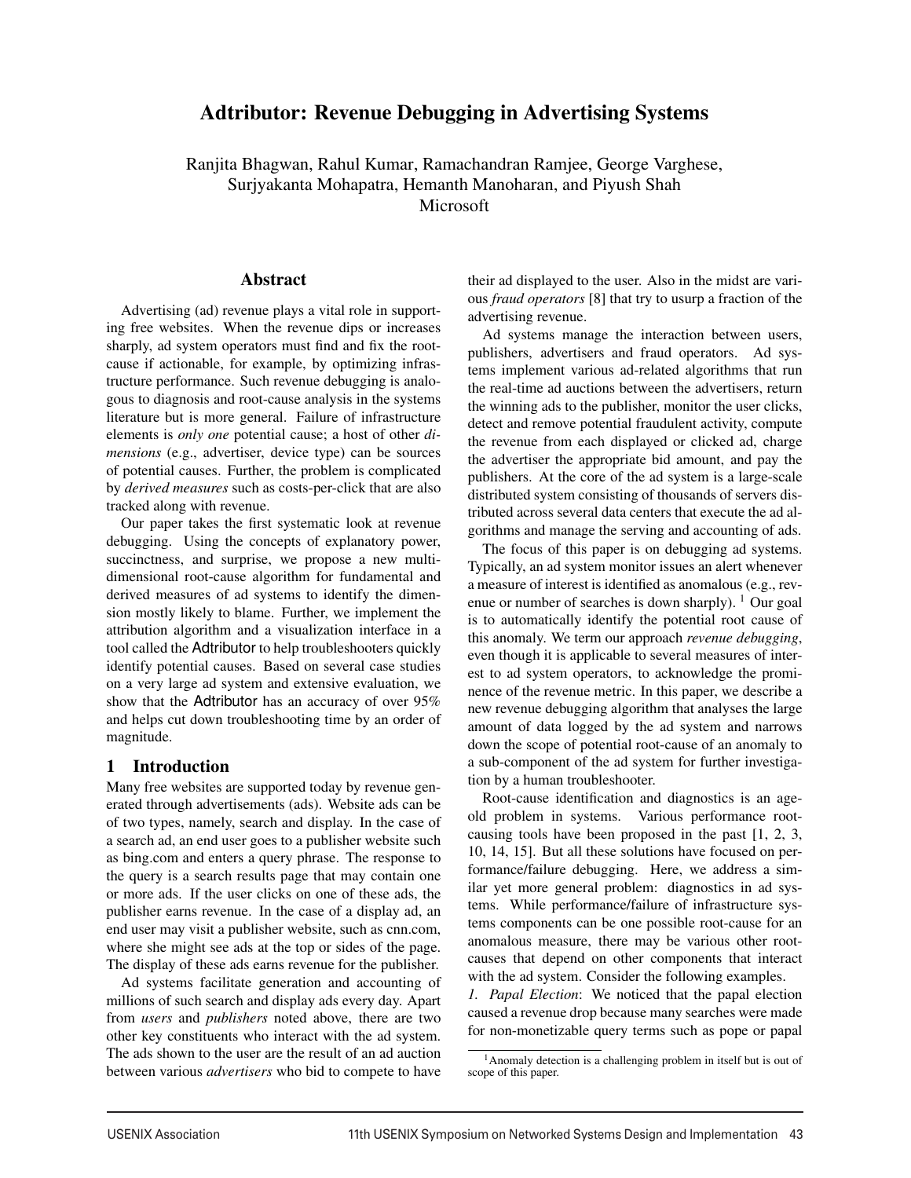# Adtributor: Revenue Debugging in Advertising Systems

Ranjita Bhagwan, Rahul Kumar, Ramachandran Ramjee, George Varghese, Surjyakanta Mohapatra, Hemanth Manoharan, and Piyush Shah
Microsoft

## Abstract

Advertising (ad) revenue plays a vital role in supporting free websites. When the revenue dips or increases sharply, ad system operators must find and fix the root-cause if actionable, for example, by optimizing infrastructure performance. Such revenue debugging is analogous to diagnosis and root-cause analysis in the systems literature but is more general. Failure of infrastructure elements is *only one* potential cause; a host of other *dimensions* (e.g., advertiser, device type) can be sources of potential causes. Further, the problem is complicated by *derived measures* such as costs-per-click that are also tracked along with revenue.

Our paper takes the first systematic look at revenue debugging. Using the concepts of explanatory power, succinctness, and surprise, we propose a new multi-dimensional root-cause algorithm for fundamental and derived measures of ad systems to identify the dimension mostly likely to blame. Further, we implement the attribution algorithm and a visualization interface in a tool called the Adtributor to help troubleshooters quickly identify potential causes. Based on several case studies on a very large ad system and extensive evaluation, we show that the Adtributor has an accuracy of over 95% and helps cut down troubleshooting time by an order of magnitude.

## 1 Introduction

Many free websites are supported today by revenue generated through advertisements (ads). Website ads can be of two types, namely, search and display. In the case of a search ad, an end user goes to a publisher website such as bing.com and enters a query phrase. The response to the query is a search results page that may contain one or more ads. If the user clicks on one of these ads, the publisher earns revenue. In the case of a display ad, an end user may visit a publisher website, such as cnn.com, where she might see ads at the top or sides of the page. The display of these ads earns revenue for the publisher.

Ad systems facilitate generation and accounting of millions of such search and display ads every day. Apart from *users* and *publishers* noted above, there are two other key constituents who interact with the ad system. The ads shown to the user are the result of an ad auction between various *advertisers* who bid to compete to have their ad displayed to the user. Also in the midst are various *fraud operators* [8] that try to usurp a fraction of the advertising revenue.

Ad systems manage the interaction between users, publishers, advertisers and fraud operators. Ad systems implement various ad-related algorithms that run the real-time ad auctions between the advertisers, return the winning ads to the publisher, monitor the user clicks, detect and remove potential fraudulent activity, compute the revenue from each displayed or clicked ad, charge the advertiser the appropriate bid amount, and pay the publishers. At the core of the ad system is a large-scale distributed system consisting of thousands of servers distributed across several data centers that execute the ad algorithms and manage the serving and accounting of ads.

The focus of this paper is on debugging ad systems. Typically, an ad system monitor issues an alert whenever a measure of interest is identified as anomalous (e.g., revenue or number of searches is down sharply). [1] Our goal is to automatically identify the potential root cause of this anomaly. We term our approach *revenue debugging*, even though it is applicable to several measures of interest to ad system operators, to acknowledge the prominence of the revenue metric. In this paper, we describe a new revenue debugging algorithm that analyses the large amount of data logged by the ad system and narrows down the scope of potential root-cause of an anomaly to a sub-component of the ad system for further investigation by a human troubleshooter.

Root-cause identification and diagnostics is an age-old problem in systems. Various performance root-causing tools have been proposed in the past [1, 2, 3, 10, 14, 15]. But all these solutions have focused on performance/failure debugging. Here, we address a similar yet more general problem: diagnostics in ad systems. While performance/failure of infrastructure systems components can be one possible root-cause for an anomalous measure, there may be various other root-causes that depend on other components that interact with the ad system. Consider the following examples.

*1. Papal Election*: We noticed that the papal election caused a revenue drop because many searches were made for non-monetizable query terms such as pope or papal

[1] Anomaly detection is a challenging problem in itself but is out of scope of this paper.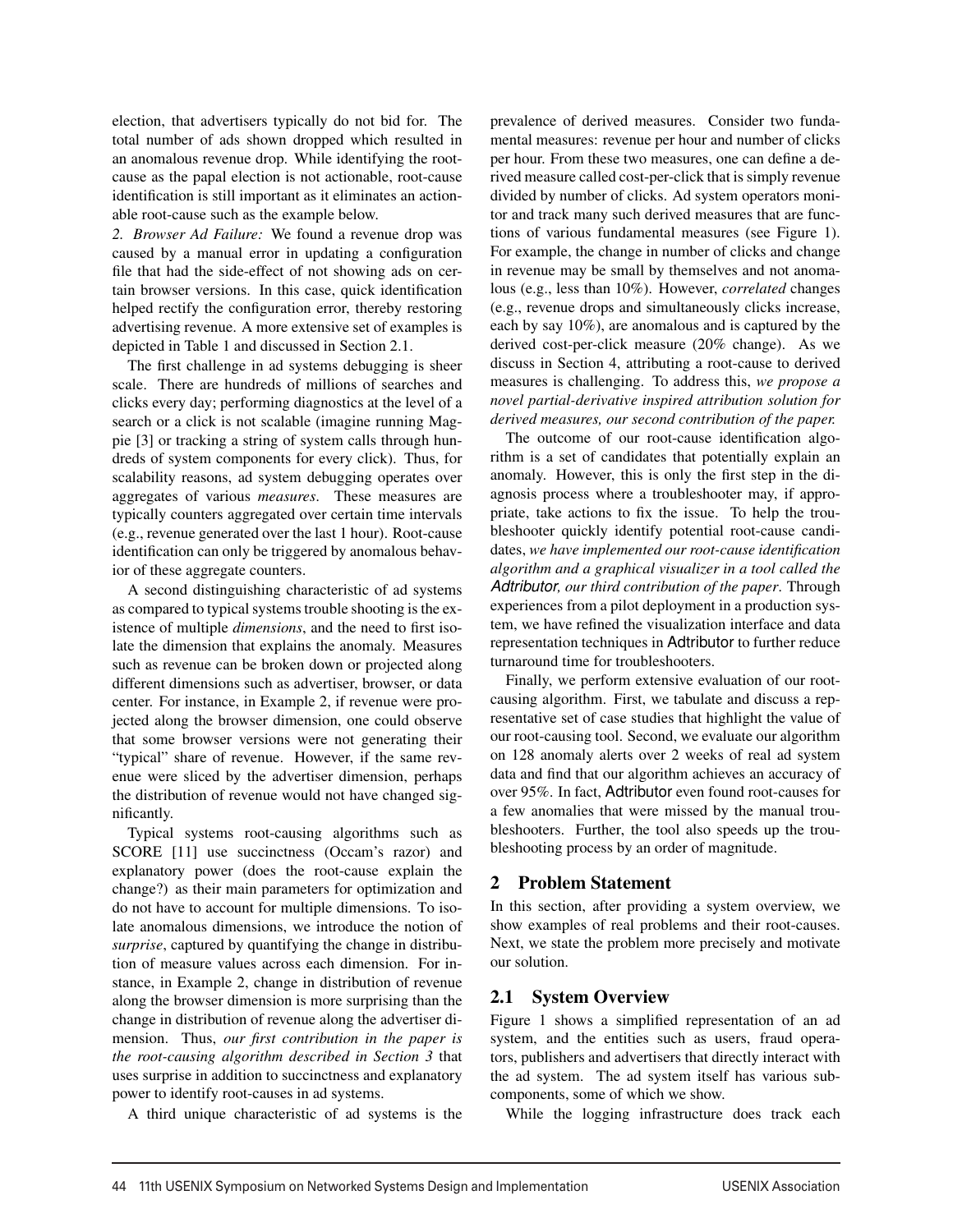election, that advertisers typically do not bid for. The total number of ads shown dropped which resulted in an anomalous revenue drop. While identifying the root-cause as the papal election is not actionable, root-cause identification is still important as it eliminates an actionable root-cause such as the example below.

*2. Browser Ad Failure:* We found a revenue drop was caused by a manual error in updating a configuration file that had the side-effect of not showing ads on certain browser versions. In this case, quick identification helped rectify the configuration error, thereby restoring advertising revenue. A more extensive set of examples is depicted in Table 1 and discussed in Section 2.1.

The first challenge in ad systems debugging is sheer scale. There are hundreds of millions of searches and clicks every day; performing diagnostics at the level of a search or a click is not scalable (imagine running Magpie [3] or tracking a string of system calls through hundreds of system components for every click). Thus, for scalability reasons, ad system debugging operates over aggregates of various *measures*. These measures are typically counters aggregated over certain time intervals (e.g., revenue generated over the last 1 hour). Root-cause identification can only be triggered by anomalous behavior of these aggregate counters.

A second distinguishing characteristic of ad systems as compared to typical systems trouble shooting is the existence of multiple *dimensions*, and the need to first isolate the dimension that explains the anomaly. Measures such as revenue can be broken down or projected along different dimensions such as advertiser, browser, or data center. For instance, in Example 2, if revenue were projected along the browser dimension, one could observe that some browser versions were not generating their "typical" share of revenue. However, if the same revenue were sliced by the advertiser dimension, perhaps the distribution of revenue would not have changed significantly.

Typical systems root-causing algorithms such as SCORE [11] use succinctness (Occam's razor) and explanatory power (does the root-cause explain the change?) as their main parameters for optimization and do not have to account for multiple dimensions. To isolate anomalous dimensions, we introduce the notion of *surprise*, captured by quantifying the change in distribution of measure values across each dimension. For instance, in Example 2, change in distribution of revenue along the browser dimension is more surprising than the change in distribution of revenue along the advertiser dimension. Thus, *our first contribution in the paper is the root-causing algorithm described in Section 3* that uses surprise in addition to succinctness and explanatory power to identify root-causes in ad systems.

A third unique characteristic of ad systems is the prevalence of derived measures. Consider two fundamental measures: revenue per hour and number of clicks per hour. From these two measures, one can define a derived measure called cost-per-click that is simply revenue divided by number of clicks. Ad system operators monitor and track many such derived measures that are functions of various fundamental measures (see Figure 1). For example, the change in number of clicks and change in revenue may be small by themselves and not anomalous (e.g., less than 10%). However, *correlated* changes (e.g., revenue drops and simultaneously clicks increase, each by say 10%), are anomalous and is captured by the derived cost-per-click measure (20% change). As we discuss in Section 4, attributing a root-cause to derived measures is challenging. To address this, *we propose a novel partial-derivative inspired attribution solution for derived measures, our second contribution of the paper.*

The outcome of our root-cause identification algorithm is a set of candidates that potentially explain an anomaly. However, this is only the first step in the diagnosis process where a troubleshooter may, if appropriate, take actions to fix the issue. To help the troubleshooter quickly identify potential root-cause candidates, *we have implemented our root-cause identification algorithm and a graphical visualizer in a tool called the Adtributor, our third contribution of the paper*. Through experiences from a pilot deployment in a production system, we have refined the visualization interface and data representation techniques in Adtributor to further reduce turnaround time for troubleshooters.

Finally, we perform extensive evaluation of our root-causing algorithm. First, we tabulate and discuss a representative set of case studies that highlight the value of our root-causing tool. Second, we evaluate our algorithm on 128 anomaly alerts over 2 weeks of real ad system data and find that our algorithm achieves an accuracy of over 95%. In fact, Adtributor even found root-causes for a few anomalies that were missed by the manual troubleshooters. Further, the tool also speeds up the troubleshooting process by an order of magnitude.

## 2 Problem Statement

In this section, after providing a system overview, we show examples of real problems and their root-causes. Next, we state the problem more precisely and motivate our solution.

### 2.1 System Overview

Figure 1 shows a simplified representation of an ad system, and the entities such as users, fraud operators, publishers and advertisers that directly interact with the ad system. The ad system itself has various subcomponents, some of which we show.

While the logging infrastructure does track each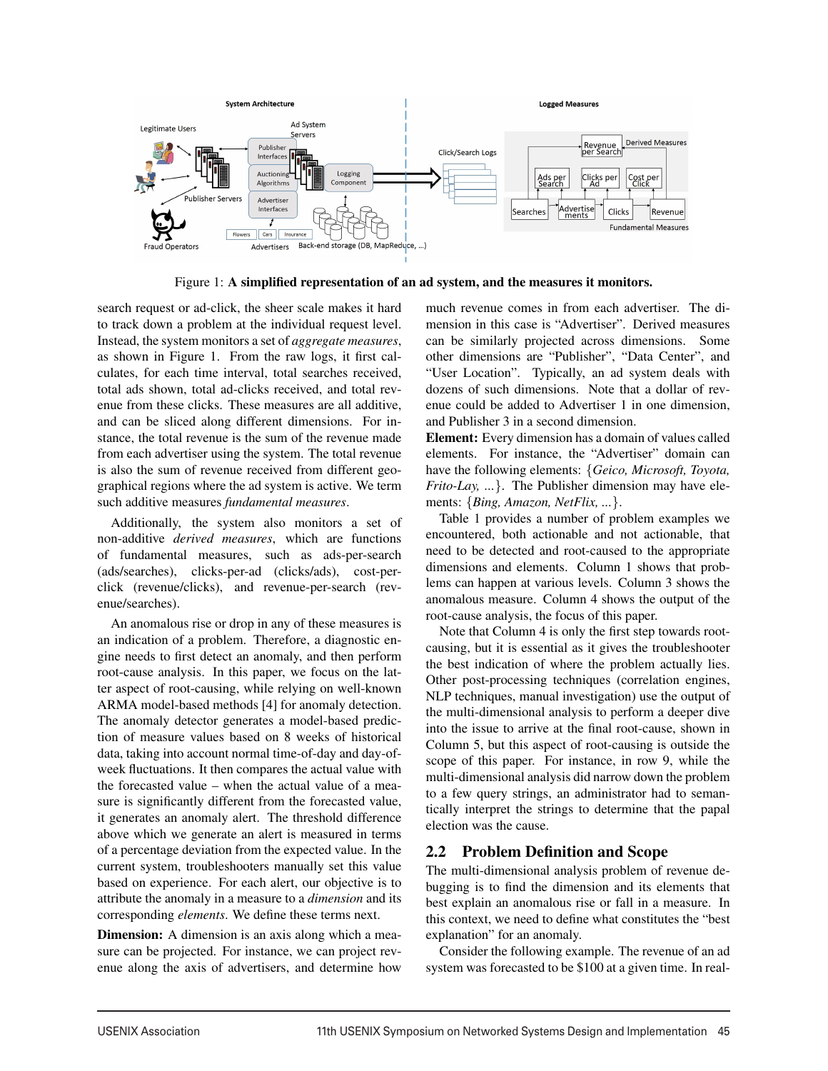System Architecture

Legitimate Users

Ad System Servers

Publisher Interfaces

Auctioning Algorithms

Advertiser Interfaces

Logging Component

Publisher Servers

Fraud Operators

Flowers Cars Insurance

Advertisers

Back-end storage (DB, MapReduce, ...)

Click/Search Logs

Logged Measures

Revenue per Search

Derived Measures

Ads per Search

Clicks per Ad

Cost per Click

Searches

Advertisements

Clicks

Revenue

Fundamental Measures

Figure 1: **A simplified representation of an ad system, and the measures it monitors.**

search request or ad-click, the sheer scale makes it hard to track down a problem at the individual request level. Instead, the system monitors a set of *aggregate measures*, as shown in Figure 1. From the raw logs, it first calculates, for each time interval, total searches received, total ads shown, total ad-clicks received, and total revenue from these clicks. These measures are all additive, and can be sliced along different dimensions. For instance, the total revenue is the sum of the revenue made from each advertiser using the system. The total revenue is also the sum of revenue received from different geographical regions where the ad system is active. We term such additive measures *fundamental measures*.

Additionally, the system also monitors a set of non-additive *derived measures*, which are functions of fundamental measures, such as ads-per-search (ads/searches), clicks-per-ad (clicks/ads), cost-per-click (revenue/clicks), and revenue-per-search (revenue/searches).

An anomalous rise or drop in any of these measures is an indication of a problem. Therefore, a diagnostic engine needs to first detect an anomaly, and then perform root-cause analysis. In this paper, we focus on the latter aspect of root-causing, while relying on well-known ARMA model-based methods [4] for anomaly detection. The anomaly detector generates a model-based prediction of measure values based on 8 weeks of historical data, taking into account normal time-of-day and day-of-week fluctuations. It then compares the actual value with the forecasted value – when the actual value of a measure is significantly different from the forecasted value, it generates an anomaly alert. The threshold difference above which we generate an alert is measured in terms of a percentage deviation from the expected value. In the current system, troubleshooters manually set this value based on experience. For each alert, our objective is to attribute the anomaly in a measure to a *dimension* and its corresponding *elements*. We define these terms next.

**Dimension:** A dimension is an axis along which a measure can be projected. For instance, we can project revenue along the axis of advertisers, and determine how much revenue comes in from each advertiser. The dimension in this case is "Advertiser". Derived measures can be similarly projected across dimensions. Some other dimensions are "Publisher", "Data Center", and "User Location". Typically, an ad system deals with dozens of such dimensions. Note that a dollar of revenue could be added to Advertiser 1 in one dimension, and Publisher 3 in a second dimension.

**Element:** Every dimension has a domain of values called elements. For instance, the "Advertiser" domain can have the following elements: {*Geico, Microsoft, Toyota, Frito-Lay, ...*}. The Publisher dimension may have elements: {*Bing, Amazon, NetFlix, ...*}.

Table 1 provides a number of problem examples we encountered, both actionable and not actionable, that need to be detected and root-caused to the appropriate dimensions and elements. Column 1 shows that problems can happen at various levels. Column 3 shows the anomalous measure. Column 4 shows the output of the root-cause analysis, the focus of this paper.

Note that Column 4 is only the first step towards root-causing, but it is essential as it gives the troubleshooter the best indication of where the problem actually lies. Other post-processing techniques (correlation engines, NLP techniques, manual investigation) use the output of the multi-dimensional analysis to perform a deeper dive into the issue to arrive at the final root-cause, shown in Column 5, but this aspect of root-causing is outside the scope of this paper. For instance, in row 9, while the multi-dimensional analysis did narrow down the problem to a few query strings, an administrator had to semantically interpret the strings to determine that the papal election was the cause.

## 2.2 Problem Definition and Scope

The multi-dimensional analysis problem of revenue debugging is to find the dimension and its elements that best explain an anomalous rise or fall in a measure. In this context, we need to define what constitutes the "best explanation" for an anomaly.

Consider the following example. The revenue of an ad system was forecasted to be $100 at a given time. In real-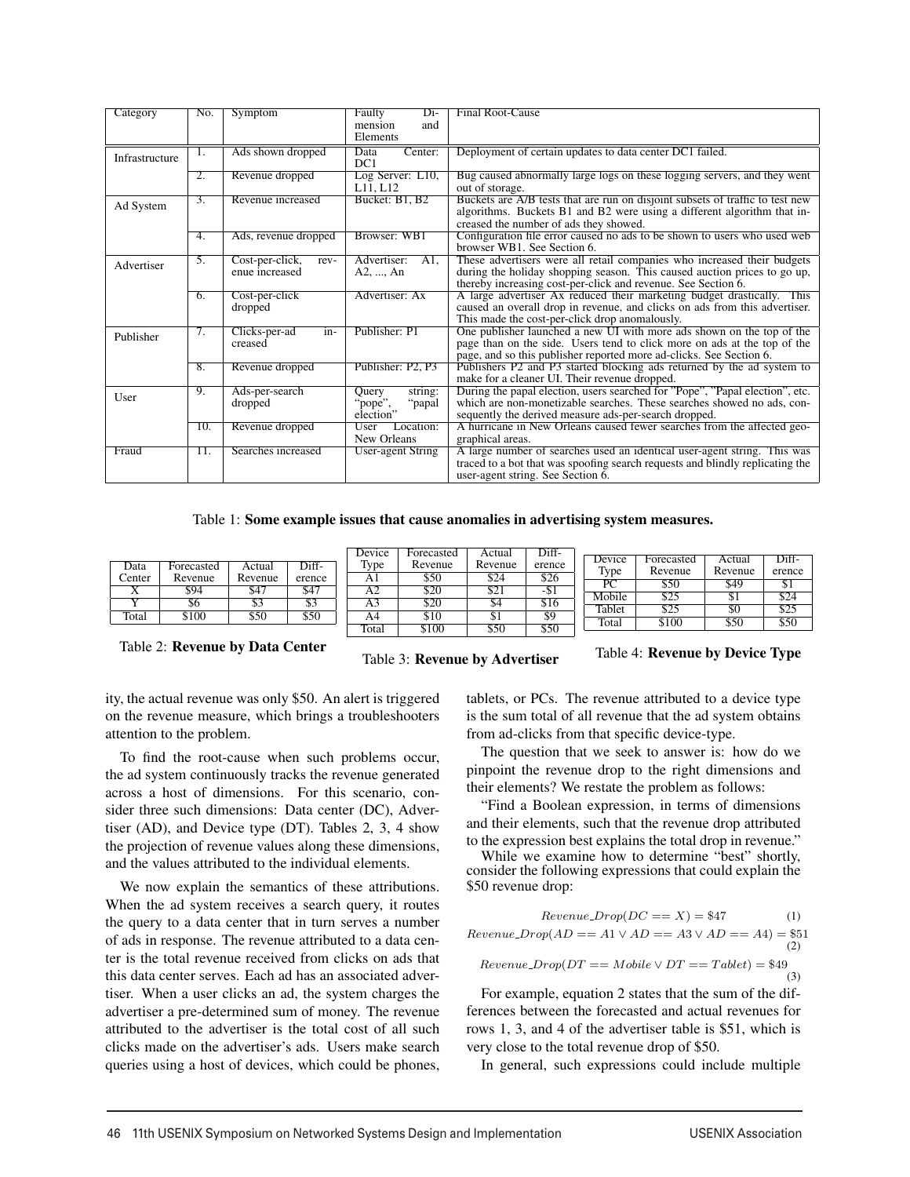| Category | No. | Symptom | Faulty Dimension and Elements | Final Root-Cause |
|---|---|---|---|---|
| Infrastructure | 1. | Ads shown dropped | Data Center: DC1 | Deployment of certain updates to data center DC1 failed. |
| | 2. | Revenue dropped | Log Server: L10, L11, L12 | Bug caused abnormally large logs on these logging servers, and they went out of storage. |
| Ad System | 3. | Revenue increased | Bucket: B1, B2 | Buckets are A/B tests that are run on disjoint subsets of traffic to test new algorithms. Buckets B1 and B2 were using a different algorithm that increased the number of ads they showed. |
| | 4. | Ads, revenue dropped | Browser: WB1 | Configuration file error caused no ads to be shown to users who used web browser WB1. See Section 6. |
| Advertiser | 5. | Cost-per-click, revenue increased | Advertiser: A1, A2, ..., An | These advertisers were all retail companies who increased their budgets during the holiday shopping season. This caused auction prices to go up, thereby increasing cost-per-click and revenue. See Section 6. |
| | 6. | Cost-per-click dropped | Advertiser: Ax | A large advertiser Ax reduced their marketing budget drastically. This caused an overall drop in revenue, and clicks on ads from this advertiser. This made the cost-per-click drop anomalously. |
| Publisher | 7. | Clicks-per-ad increased | Publisher: P1 | One publisher launched a new UI with more ads shown on the top of the page than on the side. Users tend to click more on ads at the top of the page, and so this publisher reported more ad-clicks. See Section 6. |
| | 8. | Revenue dropped | Publisher: P2, P3 | Publishers P2 and P3 started blocking ads returned by the ad system to make for a cleaner UI. Their revenue dropped. |
| User | 9. | Ads-per-search dropped | Query string: "pope", "papal election" | During the papal election, users searched for "Pope", "Papal election", etc. which are non-monetizable searches. These searches showed no ads, consequently the derived measure ads-per-search dropped. |
| | 10. | Revenue dropped | User Location: New Orleans | A hurricane in New Orleans caused fewer searches from the affected geographical areas. |
| Fraud | 11. | Searches increased | User-agent String | A large number of searches used an identical user-agent string. This was traced to a bot that was spoofing search requests and blindly replicating the user-agent string. See Section 6. |

Table 1: **Some example issues that cause anomalies in advertising system measures.**

| Data Center | Forecasted Revenue | Actual Revenue | Difference |
|---|---|---|---|
| X | \$94 | \$47 | \$47 |
| Y | \$6 | \$3 | \$3 |
| Total | \$100 | \$50 | \$50 |

Table 2: **Revenue by Data Center**

| Device Type | Forecasted Revenue | Actual Revenue | Difference |
|---|---|---|---|
| A1 | \$50 | \$24 | \$26 |
| A2 | \$20 | \$21 | -\$1 |
| A3 | \$20 | \$4 | \$16 |
| A4 | \$10 | \$1 | \$9 |
| Total | \$100 | \$50 | \$50 |

Table 3: **Revenue by Advertiser**

| Device Type | Forecasted Revenue | Actual Revenue | Difference |
|---|---|---|---|
| PC | \$50 | \$49 | \$1 |
| Mobile | \$25 | \$1 | \$24 |
| Tablet | \$25 | \$0 | \$25 |
| Total | \$100 | \$50 | \$50 |

Table 4: **Revenue by Device Type**

ity, the actual revenue was only \$50. An alert is triggered on the revenue measure, which brings a troubleshooters attention to the problem.

To find the root-cause when such problems occur, the ad system continuously tracks the revenue generated across a host of dimensions. For this scenario, consider three such dimensions: Data center (DC), Advertiser (AD), and Device type (DT). Tables 2, 3, 4 show the projection of revenue values along these dimensions, and the values attributed to the individual elements.

We now explain the semantics of these attributions. When the ad system receives a search query, it routes the query to a data center that in turn serves a number of ads in response. The revenue attributed to a data center is the total revenue received from clicks on ads that this data center serves. Each ad has an associated advertiser. When a user clicks an ad, the system charges the advertiser a pre-determined sum of money. The revenue attributed to the advertiser is the total cost of all such clicks made on the advertiser's ads. Users make search queries using a host of devices, which could be phones, tablets, or PCs. The revenue attributed to a device type is the sum total of all revenue that the ad system obtains from ad-clicks from that specific device-type.

The question that we seek to answer is: how do we pinpoint the revenue drop to the right dimensions and their elements? We restate the problem as follows:

"Find a Boolean expression, in terms of dimensions and their elements, such that the revenue drop attributed to the expression best explains the total drop in revenue."

While we examine how to determine "best" shortly, consider the following expressions that could explain the \$50 revenue drop:

$$Revenue\_Drop(DC == X) = \$47 \tag{1}$$

$$Revenue\_Drop(AD == A1 \vee AD == A3 \vee AD == A4) = \$51 \tag{2}$$

$$Revenue\_Drop(DT == Mobile \vee DT == Tablet) = \$49 \tag{3}$$

For example, equation 2 states that the sum of the differences between the forecasted and actual revenues for rows 1, 3, and 4 of the advertiser table is \$51, which is very close to the total revenue drop of \$50.

In general, such expressions could include multiple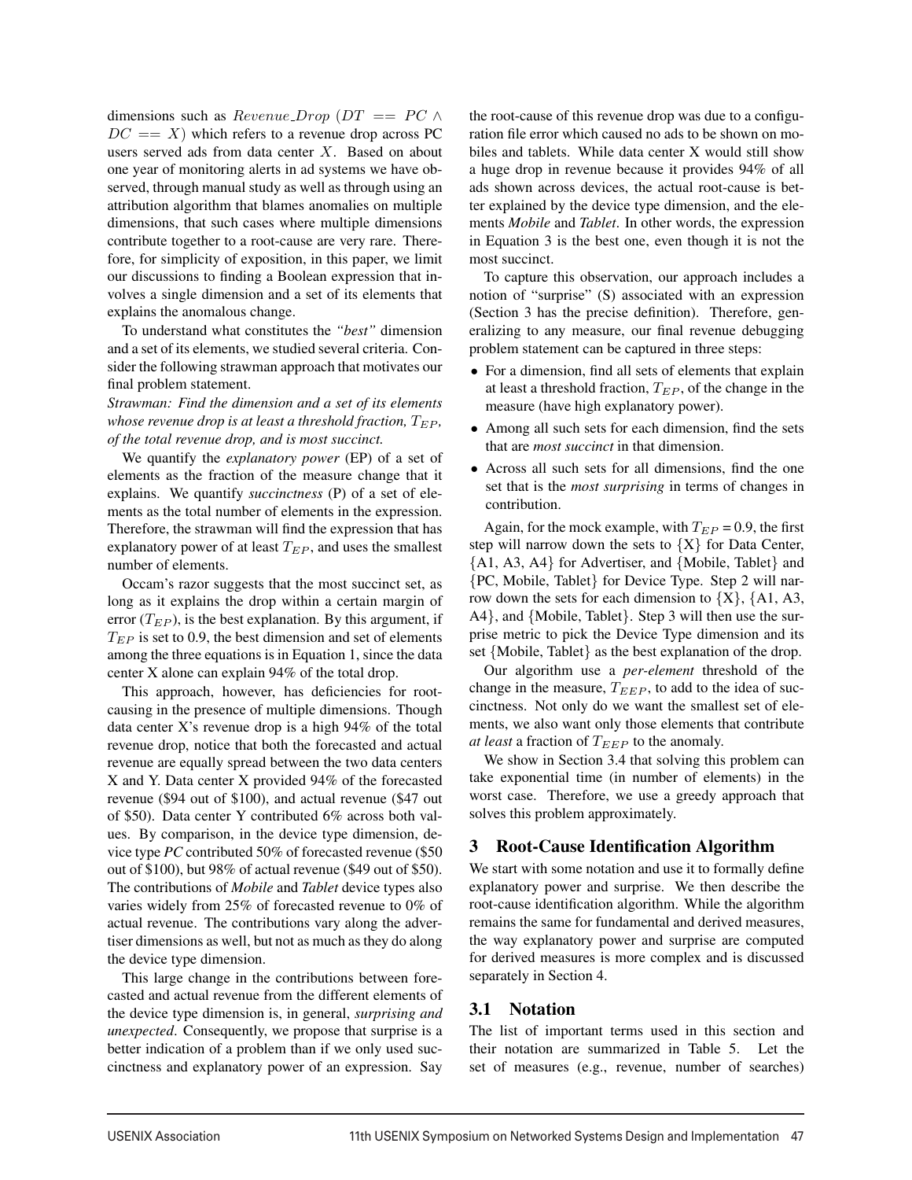dimensions such as $Revenue\_Drop$ ($DT == PC \wedge DC == X$) which refers to a revenue drop across PC users served ads from data center $X$. Based on about one year of monitoring alerts in ad systems we have observed, through manual study as well as through using an attribution algorithm that blames anomalies on multiple dimensions, that such cases where multiple dimensions contribute together to a root-cause are very rare. Therefore, for simplicity of exposition, in this paper, we limit our discussions to finding a Boolean expression that involves a single dimension and a set of its elements that explains the anomalous change.

To understand what constitutes the *"best"* dimension and a set of its elements, we studied several criteria. Consider the following strawman approach that motivates our final problem statement.

*Strawman: Find the dimension and a set of its elements whose revenue drop is at least a threshold fraction, $T_{EP}$, of the total revenue drop, and is most succinct.*

We quantify the *explanatory power* (EP) of a set of elements as the fraction of the measure change that it explains. We quantify *succinctness* (P) of a set of elements as the total number of elements in the expression. Therefore, the strawman will find the expression that has explanatory power of at least $T_{EP}$, and uses the smallest number of elements.

Occam's razor suggests that the most succinct set, as long as it explains the drop within a certain margin of error ($T_{EP}$), is the best explanation. By this argument, if $T_{EP}$ is set to 0.9, the best dimension and set of elements among the three equations is in Equation 1, since the data center X alone can explain 94% of the total drop.

This approach, however, has deficiencies for root-causing in the presence of multiple dimensions. Though data center X's revenue drop is a high 94% of the total revenue drop, notice that both the forecasted and actual revenue are equally spread between the two data centers X and Y. Data center X provided 94% of the forecasted revenue (\$94 out of \$100), and actual revenue (\$47 out of \$50). Data center Y contributed 6% across both values. By comparison, in the device type dimension, device type *PC* contributed 50% of forecasted revenue (\$50 out of \$100), but 98% of actual revenue (\$49 out of \$50). The contributions of *Mobile* and *Tablet* device types also varies widely from 25% of forecasted revenue to 0% of actual revenue. The contributions vary along the advertiser dimensions as well, but not as much as they do along the device type dimension.

This large change in the contributions between forecasted and actual revenue from the different elements of the device type dimension is, in general, *surprising and unexpected*. Consequently, we propose that surprise is a better indication of a problem than if we only used succinctness and explanatory power of an expression. Say the root-cause of this revenue drop was due to a configuration file error which caused no ads to be shown on mobiles and tablets. While data center X would still show a huge drop in revenue because it provides 94% of all ads shown across devices, the actual root-cause is better explained by the device type dimension, and the elements *Mobile* and *Tablet*. In other words, the expression in Equation 3 is the best one, even though it is not the most succinct.

To capture this observation, our approach includes a notion of "surprise" (S) associated with an expression (Section 3 has the precise definition). Therefore, generalizing to any measure, our final revenue debugging problem statement can be captured in three steps:

- For a dimension, find all sets of elements that explain at least a threshold fraction, $T_{EP}$, of the change in the measure (have high explanatory power).
- Among all such sets for each dimension, find the sets that are *most succinct* in that dimension.
- Across all such sets for all dimensions, find the one set that is the *most surprising* in terms of changes in contribution.

Again, for the mock example, with $T_{EP}$ = 0.9, the first step will narrow down the sets to {X} for Data Center, {A1, A3, A4} for Advertiser, and {Mobile, Tablet} and {PC, Mobile, Tablet} for Device Type. Step 2 will narrow down the sets for each dimension to {X}, {A1, A3, A4}, and {Mobile, Tablet}. Step 3 will then use the surprise metric to pick the Device Type dimension and its set {Mobile, Tablet} as the best explanation of the drop.

Our algorithm use a *per-element* threshold of the change in the measure, $T_{EEP}$, to add to the idea of succinctness. Not only do we want the smallest set of elements, we also want only those elements that contribute *at least* a fraction of $T_{EEP}$ to the anomaly.

We show in Section 3.4 that solving this problem can take exponential time (in number of elements) in the worst case. Therefore, we use a greedy approach that solves this problem approximately.

## 3 Root-Cause Identification Algorithm

We start with some notation and use it to formally define explanatory power and surprise. We then describe the root-cause identification algorithm. While the algorithm remains the same for fundamental and derived measures, the way explanatory power and surprise are computed for derived measures is more complex and is discussed separately in Section 4.

### 3.1 Notation

The list of important terms used in this section and their notation are summarized in Table 5. Let the set of measures (e.g., revenue, number of searches)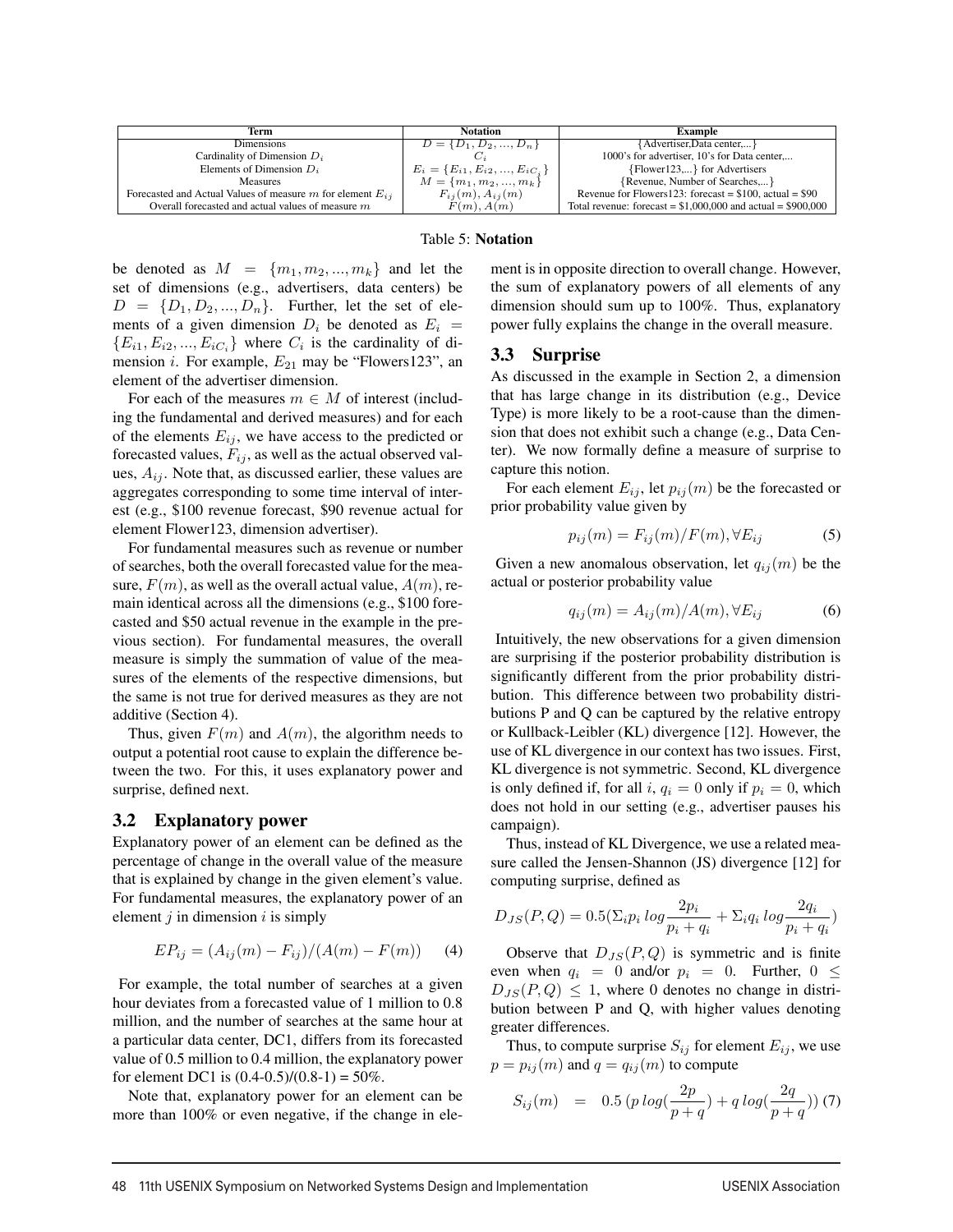| Term | Notation | Example |
| --- | --- | --- |
| Dimensions | $D = \{D_1, D_2, ..., D_n\}$ | {Advertiser,Data center,...} |
| Cardinality of Dimension $D_i$ | $C_i$ | 1000's for advertiser, 10's for Data center,... |
| Elements of Dimension $D_i$ | $E_i = \{E_{i1}, E_{i2}, ..., E_{iC_i}\}$ | {Flower123,...} for Advertisers |
| Measures | $M = \{m_1, m_2, ..., m_k\}$ | {Revenue, Number of Searches,...} |
| Forecasted and Actual Values of measure $m$ for element $E_{ij}$ | $F_{ij}(m), A_{ij}(m)$ | Revenue for Flowers123: forecast = \$100, actual = \$90 |
| Overall forecasted and actual values of measure $m$ | $F(m), A(m)$ | Total revenue: forecast = \$1,000,000 and actual = \$900,000 |

Table 5: **Notation**

be denoted as $M = \{m_1, m_2, ..., m_k\}$ and let the set of dimensions (e.g., advertisers, data centers) be $D = \{D_1, D_2, ..., D_n\}$. Further, let the set of elements of a given dimension $D_i$ be denoted as $E_i = \{E_{i1}, E_{i2}, ..., E_{iC_i}\}$ where $C_i$ is the cardinality of dimension $i$. For example, $E_{21}$ may be "Flowers123", an element of the advertiser dimension.

For each of the measures $m \in M$ of interest (including the fundamental and derived measures) and for each of the elements $E_{ij}$, we have access to the predicted or forecasted values, $F_{ij}$, as well as the actual observed values, $A_{ij}$. Note that, as discussed earlier, these values are aggregates corresponding to some time interval of interest (e.g., \$100 revenue forecast, \$90 revenue actual for element Flower123, dimension advertiser).

For fundamental measures such as revenue or number of searches, both the overall forecasted value for the measure, $F(m)$, as well as the overall actual value, $A(m)$, remain identical across all the dimensions (e.g., \$100 forecasted and \$50 actual revenue in the example in the previous section). For fundamental measures, the overall measure is simply the summation of value of the measures of the elements of the respective dimensions, but the same is not true for derived measures as they are not additive (Section 4).

Thus, given $F(m)$ and $A(m)$, the algorithm needs to output a potential root cause to explain the difference between the two. For this, it uses explanatory power and surprise, defined next.

### 3.2 Explanatory power

Explanatory power of an element can be defined as the percentage of change in the overall value of the measure that is explained by change in the given element's value. For fundamental measures, the explanatory power of an element $j$ in dimension $i$ is simply

$$EP_{ij} = (A_{ij}(m) - F_{ij})/(A(m) - F(m)) \quad (4)$$

For example, the total number of searches at a given hour deviates from a forecasted value of 1 million to 0.8 million, and the number of searches at the same hour at a particular data center, DC1, differs from its forecasted value of 0.5 million to 0.4 million, the explanatory power for element DC1 is (0.4-0.5)/(0.8-1) = 50%.

Note that, explanatory power for an element can be more than 100% or even negative, if the change in element is in opposite direction to overall change. However, the sum of explanatory powers of all elements of any dimension should sum up to 100%. Thus, explanatory power fully explains the change in the overall measure.

### 3.3 Surprise

As discussed in the example in Section 2, a dimension that has large change in its distribution (e.g., Device Type) is more likely to be a root-cause than the dimension that does not exhibit such a change (e.g., Data Center). We now formally define a measure of surprise to capture this notion.

For each element $E_{ij}$, let $p_{ij}(m)$ be the forecasted or prior probability value given by

$$p_{ij}(m) = F_{ij}(m)/F(m), \forall E_{ij} \quad (5)$$

Given a new anomalous observation, let $q_{ij}(m)$ be the actual or posterior probability value

$$q_{ij}(m) = A_{ij}(m)/A(m), \forall E_{ij} \quad (6)$$

Intuitively, the new observations for a given dimension are surprising if the posterior probability distribution is significantly different from the prior probability distribution. This difference between two probability distributions P and Q can be captured by the relative entropy or Kullback-Leibler (KL) divergence [12]. However, the use of KL divergence in our context has two issues. First, KL divergence is not symmetric. Second, KL divergence is only defined if, for all $i$, $q_i = 0$ only if $p_i = 0$, which does not hold in our setting (e.g., advertiser pauses his campaign).

Thus, instead of KL Divergence, we use a related measure called the Jensen-Shannon (JS) divergence [12] for computing surprise, defined as

$$D_{JS}(P,Q) = 0.5(\Sigma_i p_i \, log\frac{2p_i}{p_i + q_i} + \Sigma_i q_i \, log\frac{2q_i}{p_i + q_i})$$

Observe that $D_{JS}(P,Q)$ is symmetric and is finite even when $q_i = 0$ and/or $p_i = 0$. Further, $0 \leq D_{JS}(P,Q) \leq 1$, where 0 denotes no change in distribution between P and Q, with higher values denoting greater differences.

Thus, to compute surprise $S_{ij}$ for element $E_{ij}$, we use $p = p_{ij}(m)$ and $q = q_{ij}(m)$ to compute

$$S_{ij}(m) = 0.5\,(p\,log(\frac{2p}{p+q}) + q\,log(\frac{2q}{p+q})) \quad (7)$$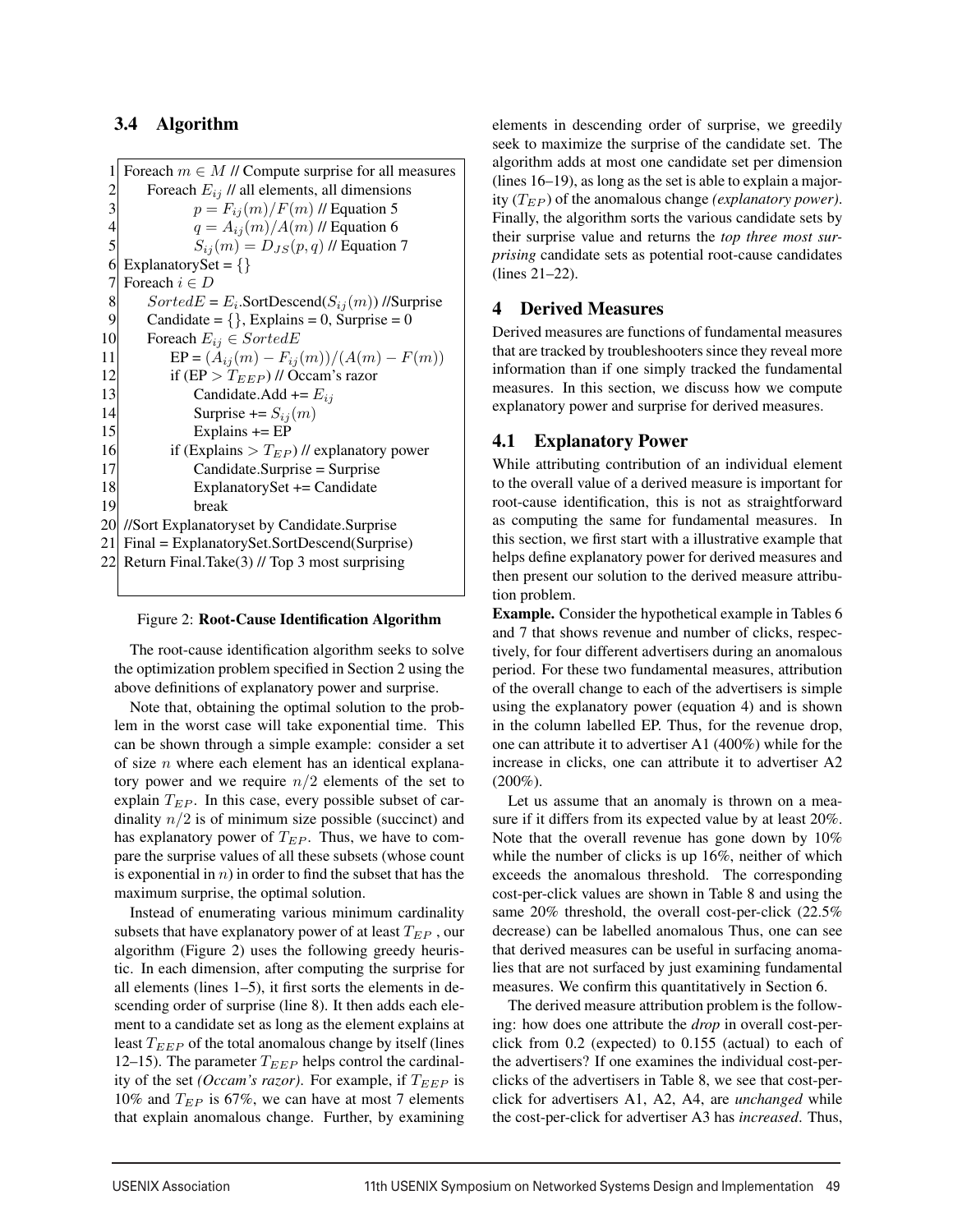## 3.4 Algorithm

```
1  Foreach m ∈ M // Compute surprise for all measures
2      Foreach E_ij // all elements, all dimensions
3          p = F_ij(m)/F(m) // Equation 5
4          q = A_ij(m)/A(m) // Equation 6
5          S_ij(m) = D_JS(p,q) // Equation 7
6  ExplanatorySet = {}
7  Foreach i ∈ D
8      SortedE = E_i.SortDescend(S_ij(m)) //Surprise
9      Candidate = {}, Explains = 0, Surprise = 0
10     Foreach E_ij ∈ SortedE
11         EP = (A_ij(m) − F_ij(m))/(A(m) − F(m))
12         if (EP > T_EEP) // Occam's razor
13             Candidate.Add += E_ij
14             Surprise += S_ij(m)
15             Explains += EP
16         if (Explains > T_EP) // explanatory power
17             Candidate.Surprise = Surprise
18             ExplanatorySet += Candidate
19             break
20 //Sort Explanatoryset by Candidate.Surprise
21 Final = ExplanatorySet.SortDescend(Surprise)
22 Return Final.Take(3) // Top 3 most surprising
```

Figure 2: **Root-Cause Identification Algorithm**

The root-cause identification algorithm seeks to solve the optimization problem specified in Section 2 using the above definitions of explanatory power and surprise.

Note that, obtaining the optimal solution to the problem in the worst case will take exponential time. This can be shown through a simple example: consider a set of size $n$ where each element has an identical explanatory power and we require $n/2$ elements of the set to explain $T_{EP}$. In this case, every possible subset of cardinality $n/2$ is of minimum size possible (succinct) and has explanatory power of $T_{EP}$. Thus, we have to compare the surprise values of all these subsets (whose count is exponential in $n$) in order to find the subset that has the maximum surprise, the optimal solution.

Instead of enumerating various minimum cardinality subsets that have explanatory power of at least $T_{EP}$, our algorithm (Figure 2) uses the following greedy heuristic. In each dimension, after computing the surprise for all elements (lines 1–5), it first sorts the elements in descending order of surprise (line 8). It then adds each element to a candidate set as long as the element explains at least $T_{EEP}$ of the total anomalous change by itself (lines 12–15). The parameter $T_{EEP}$ helps control the cardinality of the set *(Occam's razor)*. For example, if $T_{EEP}$ is 10% and $T_{EP}$ is 67%, we can have at most 7 elements that explain anomalous change. Further, by examining elements in descending order of surprise, we greedily seek to maximize the surprise of the candidate set. The algorithm adds at most one candidate set per dimension (lines 16–19), as long as the set is able to explain a majority ($T_{EP}$) of the anomalous change *(explanatory power)*. Finally, the algorithm sorts the various candidate sets by their surprise value and returns the *top three most surprising* candidate sets as potential root-cause candidates (lines 21–22).

## 4 Derived Measures

Derived measures are functions of fundamental measures that are tracked by troubleshooters since they reveal more information than if one simply tracked the fundamental measures. In this section, we discuss how we compute explanatory power and surprise for derived measures.

### 4.1 Explanatory Power

While attributing contribution of an individual element to the overall value of a derived measure is important for root-cause identification, this is not as straightforward as computing the same for fundamental measures. In this section, we first start with a illustrative example that helps define explanatory power for derived measures and then present our solution to the derived measure attribution problem.

**Example.** Consider the hypothetical example in Tables 6 and 7 that shows revenue and number of clicks, respectively, for four different advertisers during an anomalous period. For these two fundamental measures, attribution of the overall change to each of the advertisers is simple using the explanatory power (equation 4) and is shown in the column labelled EP. Thus, for the revenue drop, one can attribute it to advertiser A1 (400%) while for the increase in clicks, one can attribute it to advertiser A2 (200%).

Let us assume that an anomaly is thrown on a measure if it differs from its expected value by at least 20%. Note that the overall revenue has gone down by 10% while the number of clicks is up 16%, neither of which exceeds the anomalous threshold. The corresponding cost-per-click values are shown in Table 8 and using the same 20% threshold, the overall cost-per-click (22.5% decrease) can be labelled anomalous Thus, one can see that derived measures can be useful in surfacing anomalies that are not surfaced by just examining fundamental measures. We confirm this quantitatively in Section 6.

The derived measure attribution problem is the following: how does one attribute the *drop* in overall cost-per-click from 0.2 (expected) to 0.155 (actual) to each of the advertisers? If one examines the individual cost-per-clicks of the advertisers in Table 8, we see that cost-per-click for advertisers A1, A2, A4, are *unchanged* while the cost-per-click for advertiser A3 has *increased*. Thus,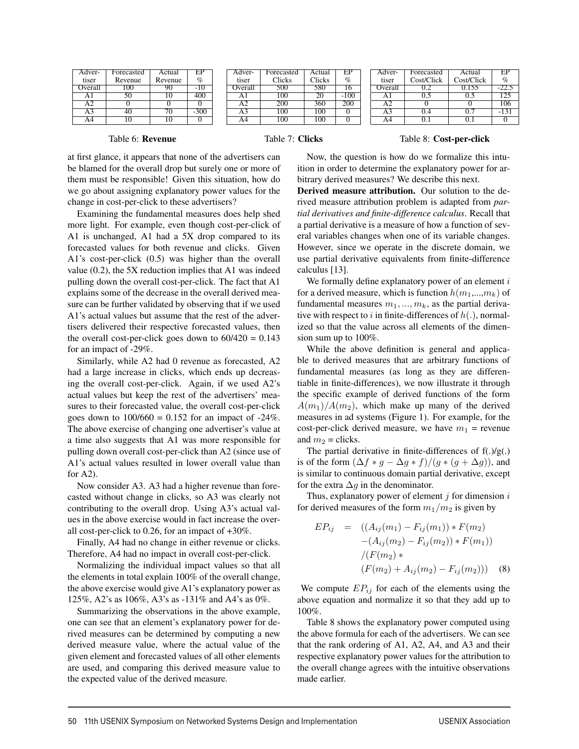| Advertiser | Forecasted Revenue | Actual Revenue | EP % |
|---|---|---|---|
| Overall | 100 | 90 | -10 |
| A1 | 50 | 10 | 400 |
| A2 | 0 | 0 | 0 |
| A3 | 40 | 70 | -300 |
| A4 | 10 | 10 | 0 |

Table 6: **Revenue**

| Advertiser | Forecasted Clicks | Actual Clicks | EP % |
|---|---|---|---|
| Overall | 500 | 580 | 16 |
| A1 | 100 | 20 | -100 |
| A2 | 200 | 360 | 200 |
| A3 | 100 | 100 | 0 |
| A4 | 100 | 100 | 0 |

Table 7: **Clicks**

| Advertiser | Forecasted Cost/Click | Actual Cost/Click | EP % |
|---|---|---|---|
| Overall | 0.2 | 0.155 | -22.5 |
| A1 | 0.5 | 0.5 | 125 |
| A2 | 0 | 0 | 106 |
| A3 | 0.4 | 0.7 | -131 |
| A4 | 0.1 | 0.1 | 0 |

Table 8: **Cost-per-click**

at first glance, it appears that none of the advertisers can be blamed for the overall drop but surely one or more of them must be responsible! Given this situation, how do we go about assigning explanatory power values for the change in cost-per-click to these advertisers?

Examining the fundamental measures does help shed more light. For example, even though cost-per-click of A1 is unchanged, A1 had a 5X drop compared to its forecasted values for both revenue and clicks. Given A1's cost-per-click (0.5) was higher than the overall value (0.2), the 5X reduction implies that A1 was indeed pulling down the overall cost-per-click. The fact that A1 explains some of the decrease in the overall derived measure can be further validated by observing that if we used A1's actual values but assume that the rest of the advertisers delivered their respective forecasted values, then the overall cost-per-click goes down to 60/420 = 0.143 for an impact of -29%.

Similarly, while A2 had 0 revenue as forecasted, A2 had a large increase in clicks, which ends up decreasing the overall cost-per-click. Again, if we used A2's actual values but keep the rest of the advertisers' measures to their forecasted value, the overall cost-per-click goes down to 100/660 = 0.152 for an impact of -24%. The above exercise of changing one advertiser's value at a time also suggests that A1 was more responsible for pulling down overall cost-per-click than A2 (since use of A1's actual values resulted in lower overall value than for A2).

Now consider A3. A3 had a higher revenue than forecasted without change in clicks, so A3 was clearly not contributing to the overall drop. Using A3's actual values in the above exercise would in fact increase the overall cost-per-click to 0.26, for an impact of +30%.

Finally, A4 had no change in either revenue or clicks. Therefore, A4 had no impact in overall cost-per-click.

Normalizing the individual impact values so that all the elements in total explain 100% of the overall change, the above exercise would give A1's explanatory power as 125%, A2's as 106%, A3's as -131% and A4's as 0%.

Summarizing the observations in the above example, one can see that an element's explanatory power for derived measures can be determined by computing a new derived measure value, where the actual value of the given element and forecasted values of all other elements are used, and comparing this derived measure value to the expected value of the derived measure.

Now, the question is how do we formalize this intuition in order to determine the explanatory power for arbitrary derived measures? We describe this next.

**Derived measure attribution.** Our solution to the derived measure attribution problem is adapted from *partial derivatives and finite-difference calculus*. Recall that a partial derivative is a measure of how a function of several variables changes when one of its variable changes. However, since we operate in the discrete domain, we use partial derivative equivalents from finite-difference calculus [13].

We formally define explanatory power of an element $i$ for a derived measure, which is function $h(m_1,...,m_k)$ of fundamental measures $m_1,...,m_k$, as the partial derivative with respect to $i$ in finite-differences of $h(.)$, normalized so that the value across all elements of the dimension sum up to 100%.

While the above definition is general and applicable to derived measures that are arbitrary functions of fundamental measures (as long as they are differentiable in finite-differences), we now illustrate it through the specific example of derived functions of the form $A(m_1)/A(m_2)$, which make up many of the derived measures in ad systems (Figure 1). For example, for the cost-per-click derived measure, we have $m_1$ = revenue and $m_2$ = clicks.

The partial derivative in finite-differences of f(.)/g(.) is of the form $(\Delta f * g - \Delta g * f)/(g * (g + \Delta g))$, and is similar to continuous domain partial derivative, except for the extra $\Delta g$ in the denominator.

Thus, explanatory power of element $j$ for dimension $i$ for derived measures of the form $m_1/m_2$ is given by

$$\begin{aligned} EP_{ij} \quad = \quad & ((A_{ij}(m_1) - F_{ij}(m_1)) * F(m_2) \\ & -(A_{ij}(m_2) - F_{ij}(m_2)) * F(m_1)) \\ & /(F(m_2) * \\ & (F(m_2) + A_{ij}(m_2) - F_{ij}(m_2))) \quad (8) \end{aligned}$$

We compute $EP_{ij}$ for each of the elements using the above equation and normalize it so that they add up to 100%.

Table 8 shows the explanatory power computed using the above formula for each of the advertisers. We can see that the rank ordering of A1, A2, A4, and A3 and their respective explanatory power values for the attribution to the overall change agrees with the intuitive observations made earlier.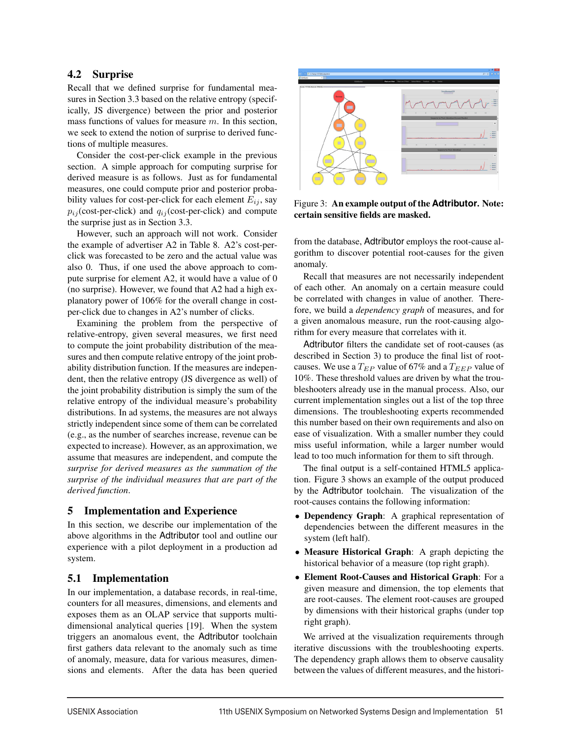## 4.2 Surprise

Recall that we defined surprise for fundamental measures in Section 3.3 based on the relative entropy (specifically, JS divergence) between the prior and posterior mass functions of values for measure $m$. In this section, we seek to extend the notion of surprise to derived functions of multiple measures.

Consider the cost-per-click example in the previous section. A simple approach for computing surprise for derived measure is as follows. Just as for fundamental measures, one could compute prior and posterior probability values for cost-per-click for each element $E_{ij}$, say $p_{ij}$(cost-per-click) and $q_{ij}$(cost-per-click) and compute the surprise just as in Section 3.3.

However, such an approach will not work. Consider the example of advertiser A2 in Table 8. A2's cost-per-click was forecasted to be zero and the actual value was also 0. Thus, if one used the above approach to compute surprise for element A2, it would have a value of 0 (no surprise). However, we found that A2 had a high explanatory power of 106% for the overall change in cost-per-click due to changes in A2's number of clicks.

Examining the problem from the perspective of relative-entropy, given several measures, we first need to compute the joint probability distribution of the measures and then compute relative entropy of the joint probability distribution function. If the measures are independent, then the relative entropy (JS divergence as well) of the joint probability distribution is simply the sum of the relative entropy of the individual measure's probability distributions. In ad systems, the measures are not always strictly independent since some of them can be correlated (e.g., as the number of searches increase, revenue can be expected to increase). However, as an approximation, we assume that measures are independent, and compute the *surprise for derived measures as the summation of the surprise of the individual measures that are part of the derived function*.

# 5 Implementation and Experience

In this section, we describe our implementation of the above algorithms in the Adtributor tool and outline our experience with a pilot deployment in a production ad system.

## 5.1 Implementation

In our implementation, a database records, in real-time, counters for all measures, dimensions, and elements and exposes them as an OLAP service that supports multi-dimensional analytical queries [19]. When the system triggers an anomalous event, the Adtributor toolchain first gathers data relevant to the anomaly such as time of anomaly, measure, data for various measures, dimensions and elements. After the data has been queried from the database, Adtributor employs the root-cause algorithm to discover potential root-causes for the given anomaly.

Figure 3: **An example output of the Adtributor. Note: certain sensitive fields are masked.**

Recall that measures are not necessarily independent of each other. An anomaly on a certain measure could be correlated with changes in value of another. Therefore, we build a *dependency graph* of measures, and for a given anomalous measure, run the root-causing algorithm for every measure that correlates with it.

Adtributor filters the candidate set of root-causes (as described in Section 3) to produce the final list of root-causes. We use a $T_{EP}$ value of 67% and a $T_{EEP}$ value of 10%. These threshold values are driven by what the troubleshooters already use in the manual process. Also, our current implementation singles out a list of the top three dimensions. The troubleshooting experts recommended this number based on their own requirements and also on ease of visualization. With a smaller number they could miss useful information, while a larger number would lead to too much information for them to sift through.

The final output is a self-contained HTML5 application. Figure 3 shows an example of the output produced by the Adtributor toolchain. The visualization of the root-causes contains the following information:

- **Dependency Graph**: A graphical representation of dependencies between the different measures in the system (left half).
- **Measure Historical Graph**: A graph depicting the historical behavior of a measure (top right graph).
- **Element Root-Causes and Historical Graph**: For a given measure and dimension, the top elements that are root-causes. The element root-causes are grouped by dimensions with their historical graphs (under top right graph).

We arrived at the visualization requirements through iterative discussions with the troubleshooting experts. The dependency graph allows them to observe causality between the values of different measures, and the histori-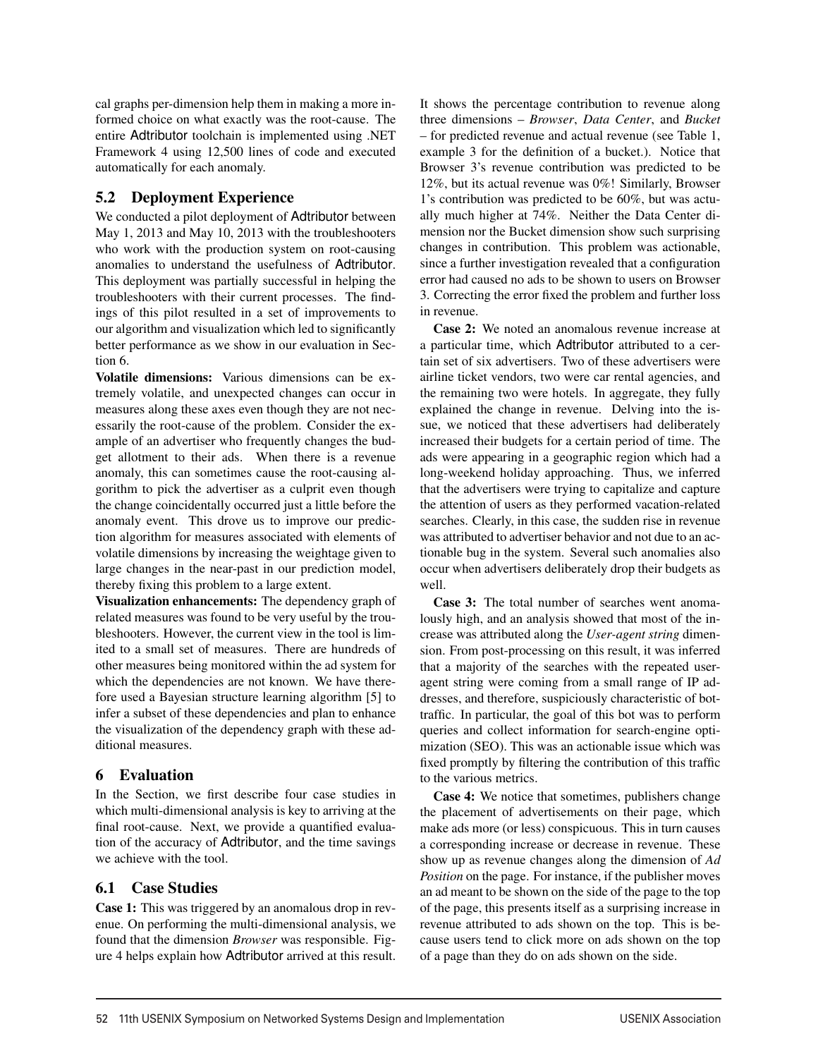cal graphs per-dimension help them in making a more informed choice on what exactly was the root-cause. The entire Adtributor toolchain is implemented using .NET Framework 4 using 12,500 lines of code and executed automatically for each anomaly.

## 5.2 Deployment Experience

We conducted a pilot deployment of Adtributor between May 1, 2013 and May 10, 2013 with the troubleshooters who work with the production system on root-causing anomalies to understand the usefulness of Adtributor. This deployment was partially successful in helping the troubleshooters with their current processes. The findings of this pilot resulted in a set of improvements to our algorithm and visualization which led to significantly better performance as we show in our evaluation in Section 6.

**Volatile dimensions:** Various dimensions can be extremely volatile, and unexpected changes can occur in measures along these axes even though they are not necessarily the root-cause of the problem. Consider the example of an advertiser who frequently changes the budget allotment to their ads. When there is a revenue anomaly, this can sometimes cause the root-causing algorithm to pick the advertiser as a culprit even though the change coincidentally occurred just a little before the anomaly event. This drove us to improve our prediction algorithm for measures associated with elements of volatile dimensions by increasing the weightage given to large changes in the near-past in our prediction model, thereby fixing this problem to a large extent.

**Visualization enhancements:** The dependency graph of related measures was found to be very useful by the troubleshooters. However, the current view in the tool is limited to a small set of measures. There are hundreds of other measures being monitored within the ad system for which the dependencies are not known. We have therefore used a Bayesian structure learning algorithm [5] to infer a subset of these dependencies and plan to enhance the visualization of the dependency graph with these additional measures.

# 6 Evaluation

In the Section, we first describe four case studies in which multi-dimensional analysis is key to arriving at the final root-cause. Next, we provide a quantified evaluation of the accuracy of Adtributor, and the time savings we achieve with the tool.

## 6.1 Case Studies

**Case 1:** This was triggered by an anomalous drop in revenue. On performing the multi-dimensional analysis, we found that the dimension *Browser* was responsible. Figure 4 helps explain how Adtributor arrived at this result. It shows the percentage contribution to revenue along three dimensions – *Browser*, *Data Center*, and *Bucket* – for predicted revenue and actual revenue (see Table 1, example 3 for the definition of a bucket.). Notice that Browser 3's revenue contribution was predicted to be 12%, but its actual revenue was 0%! Similarly, Browser 1's contribution was predicted to be 60%, but was actually much higher at 74%. Neither the Data Center dimension nor the Bucket dimension show such surprising changes in contribution. This problem was actionable, since a further investigation revealed that a configuration error had caused no ads to be shown to users on Browser 3. Correcting the error fixed the problem and further loss in revenue.

**Case 2:** We noted an anomalous revenue increase at a particular time, which Adtributor attributed to a certain set of six advertisers. Two of these advertisers were airline ticket vendors, two were car rental agencies, and the remaining two were hotels. In aggregate, they fully explained the change in revenue. Delving into the issue, we noticed that these advertisers had deliberately increased their budgets for a certain period of time. The ads were appearing in a geographic region which had a long-weekend holiday approaching. Thus, we inferred that the advertisers were trying to capitalize and capture the attention of users as they performed vacation-related searches. Clearly, in this case, the sudden rise in revenue was attributed to advertiser behavior and not due to an actionable bug in the system. Several such anomalies also occur when advertisers deliberately drop their budgets as well.

**Case 3:** The total number of searches went anomalously high, and an analysis showed that most of the increase was attributed along the *User-agent string* dimension. From post-processing on this result, it was inferred that a majority of the searches with the repeated user-agent string were coming from a small range of IP addresses, and therefore, suspiciously characteristic of bot-traffic. In particular, the goal of this bot was to perform queries and collect information for search-engine optimization (SEO). This was an actionable issue which was fixed promptly by filtering the contribution of this traffic to the various metrics.

**Case 4:** We notice that sometimes, publishers change the placement of advertisements on their page, which make ads more (or less) conspicuous. This in turn causes a corresponding increase or decrease in revenue. These show up as revenue changes along the dimension of *Ad Position* on the page. For instance, if the publisher moves an ad meant to be shown on the side of the page to the top of the page, this presents itself as a surprising increase in revenue attributed to ads shown on the top. This is because users tend to click more on ads shown on the top of a page than they do on ads shown on the side.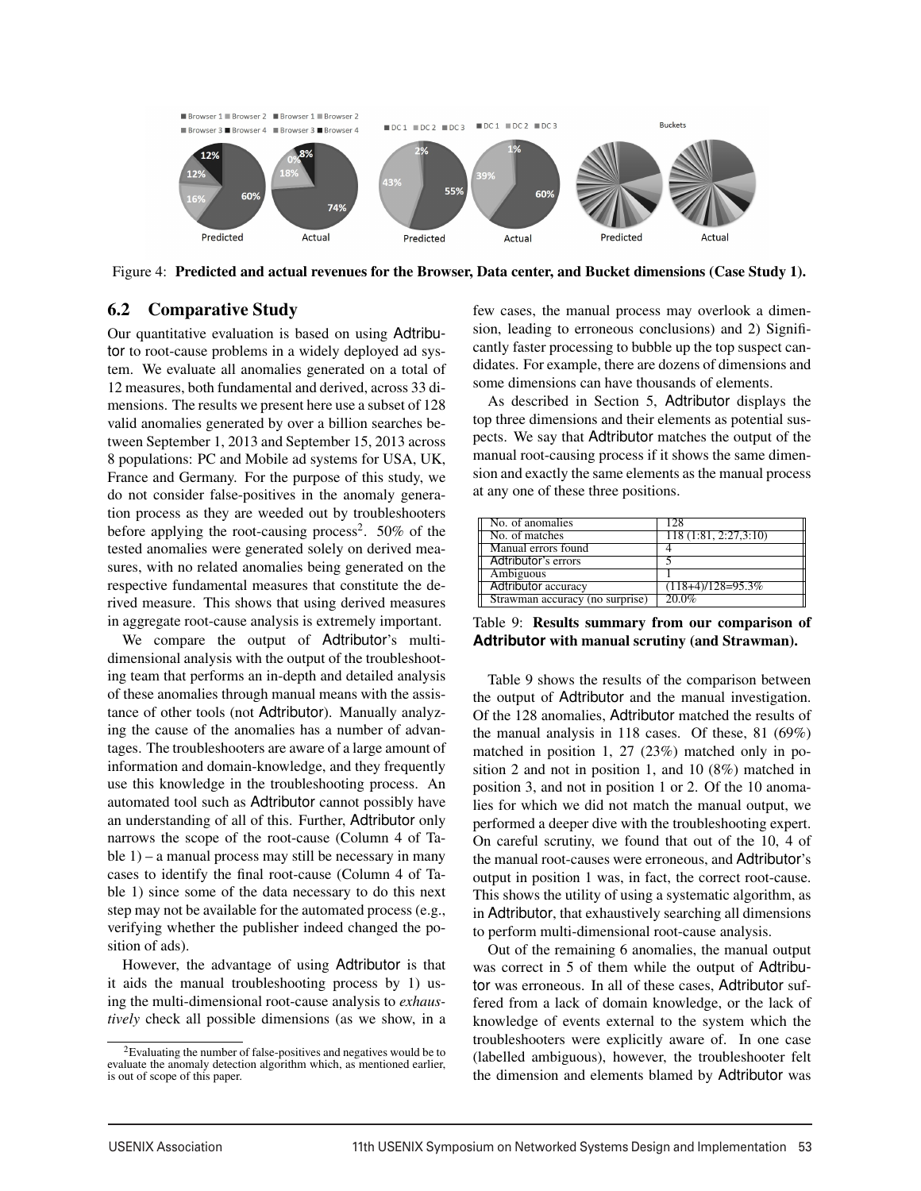■ Browser 1 ■ Browser 2 ■ Browser 1 ■ Browser 2
■ Browser 3 ■ Browser 4 ■ Browser 3 ■ Browser 4

12%
12%
16%
60%
Predicted

8%
0%
18%
74%
Actual

■ DC 1 ■ DC 2 ■ DC 3 ■ DC 1 ■ DC 2 ■ DC 3

2%
43%
55%
Predicted

1%
39%
60%
Actual

Buckets

Predicted

Actual

Figure 4: **Predicted and actual revenues for the Browser, Data center, and Bucket dimensions (Case Study 1).**

## 6.2 Comparative Study

Our quantitative evaluation is based on using Adtributor to root-cause problems in a widely deployed ad system. We evaluate all anomalies generated on a total of 12 measures, both fundamental and derived, across 33 dimensions. The results we present here use a subset of 128 valid anomalies generated by over a billion searches between September 1, 2013 and September 15, 2013 across 8 populations: PC and Mobile ad systems for USA, UK, France and Germany. For the purpose of this study, we do not consider false-positives in the anomaly generation process as they are weeded out by troubleshooters before applying the root-causing process[2]. 50% of the tested anomalies were generated solely on derived measures, with no related anomalies being generated on the respective fundamental measures that constitute the derived measure. This shows that using derived measures in aggregate root-cause analysis is extremely important.

We compare the output of Adtributor's multi-dimensional analysis with the output of the troubleshooting team that performs an in-depth and detailed analysis of these anomalies through manual means with the assistance of other tools (not Adtributor). Manually analyzing the cause of the anomalies has a number of advantages. The troubleshooters are aware of a large amount of information and domain-knowledge, and they frequently use this knowledge in the troubleshooting process. An automated tool such as Adtributor cannot possibly have an understanding of all of this. Further, Adtributor only narrows the scope of the root-cause (Column 4 of Table 1) – a manual process may still be necessary in many cases to identify the final root-cause (Column 4 of Table 1) since some of the data necessary to do this next step may not be available for the automated process (e.g., verifying whether the publisher indeed changed the position of ads).

However, the advantage of using Adtributor is that it aids the manual troubleshooting process by 1) using the multi-dimensional root-cause analysis to *exhaustively* check all possible dimensions (as we show, in a few cases, the manual process may overlook a dimension, leading to erroneous conclusions) and 2) Significantly faster processing to bubble up the top suspect candidates. For example, there are dozens of dimensions and some dimensions can have thousands of elements.

[2]Evaluating the number of false-positives and negatives would be to evaluate the anomaly detection algorithm which, as mentioned earlier, is out of scope of this paper.

As described in Section 5, Adtributor displays the top three dimensions and their elements as potential suspects. We say that Adtributor matches the output of the manual root-causing process if it shows the same dimension and exactly the same elements as the manual process at any one of these three positions.

| | |
|---|---|
| No. of anomalies | 128 |
| No. of matches | 118 (1:81, 2:27,3:10) |
| Manual errors found | 4 |
| Adtributor's errors | 5 |
| Ambiguous | 1 |
| Adtributor accuracy | (118+4)/128=95.3% |
| Strawman accuracy (no surprise) | 20.0% |

Table 9: **Results summary from our comparison of Adtributor with manual scrutiny (and Strawman).**

Table 9 shows the results of the comparison between the output of Adtributor and the manual investigation. Of the 128 anomalies, Adtributor matched the results of the manual analysis in 118 cases. Of these, 81 (69%) matched in position 1, 27 (23%) matched only in position 2 and not in position 1, and 10 (8%) matched in position 3, and not in position 1 or 2. Of the 10 anomalies for which we did not match the manual output, we performed a deeper dive with the troubleshooting expert. On careful scrutiny, we found that out of the 10, 4 of the manual root-causes were erroneous, and Adtributor's output in position 1 was, in fact, the correct root-cause. This shows the utility of using a systematic algorithm, as in Adtributor, that exhaustively searching all dimensions to perform multi-dimensional root-cause analysis.

Out of the remaining 6 anomalies, the manual output was correct in 5 of them while the output of Adtributor was erroneous. In all of these cases, Adtributor suffered from a lack of domain knowledge, or the lack of knowledge of events external to the system which the troubleshooters were explicitly aware of. In one case (labelled ambiguous), however, the troubleshooter felt the dimension and elements blamed by Adtributor was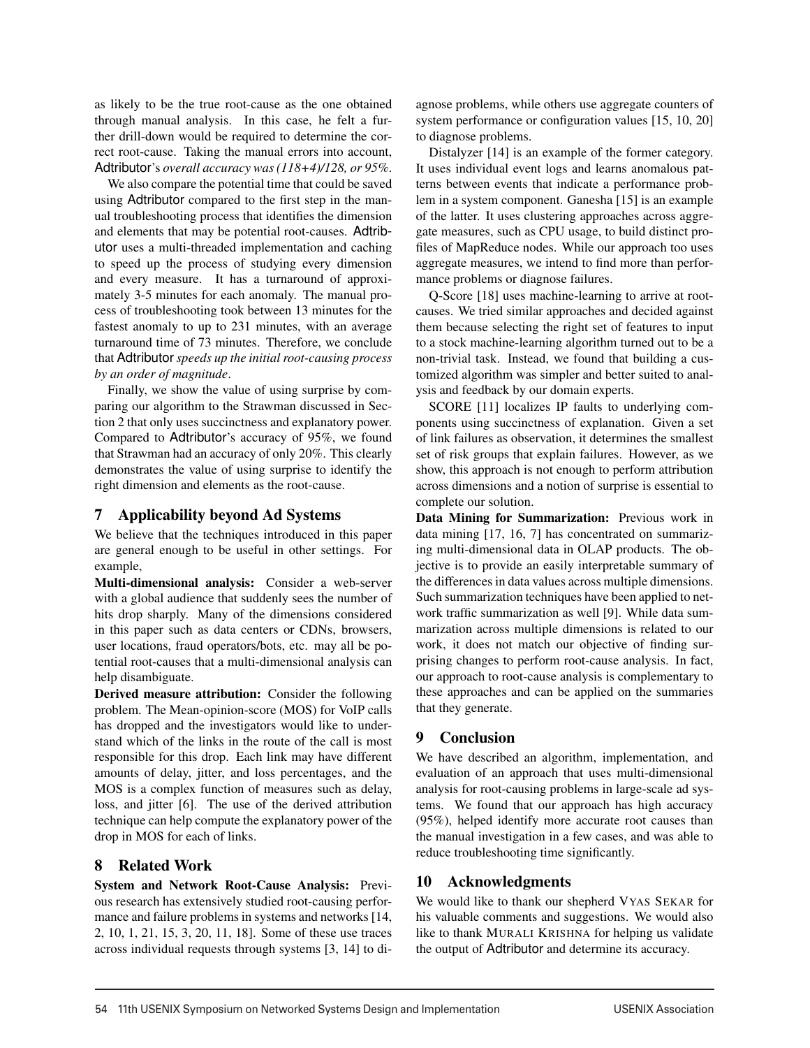as likely to be the true root-cause as the one obtained through manual analysis. In this case, he felt a further drill-down would be required to determine the correct root-cause. Taking the manual errors into account, Adtributor's *overall accuracy was (118+4)/128, or 95%*.

We also compare the potential time that could be saved using Adtributor compared to the first step in the manual troubleshooting process that identifies the dimension and elements that may be potential root-causes. Adtributor uses a multi-threaded implementation and caching to speed up the process of studying every dimension and every measure. It has a turnaround of approximately 3-5 minutes for each anomaly. The manual process of troubleshooting took between 13 minutes for the fastest anomaly to up to 231 minutes, with an average turnaround time of 73 minutes. Therefore, we conclude that Adtributor *speeds up the initial root-causing process by an order of magnitude*.

Finally, we show the value of using surprise by comparing our algorithm to the Strawman discussed in Section 2 that only uses succinctness and explanatory power. Compared to Adtributor's accuracy of 95%, we found that Strawman had an accuracy of only 20%. This clearly demonstrates the value of using surprise to identify the right dimension and elements as the root-cause.

## 7 Applicability beyond Ad Systems

We believe that the techniques introduced in this paper are general enough to be useful in other settings. For example,

**Multi-dimensional analysis:** Consider a web-server with a global audience that suddenly sees the number of hits drop sharply. Many of the dimensions considered in this paper such as data centers or CDNs, browsers, user locations, fraud operators/bots, etc. may all be potential root-causes that a multi-dimensional analysis can help disambiguate.

**Derived measure attribution:** Consider the following problem. The Mean-opinion-score (MOS) for VoIP calls has dropped and the investigators would like to understand which of the links in the route of the call is most responsible for this drop. Each link may have different amounts of delay, jitter, and loss percentages, and the MOS is a complex function of measures such as delay, loss, and jitter [6]. The use of the derived attribution technique can help compute the explanatory power of the drop in MOS for each of links.

## 8 Related Work

**System and Network Root-Cause Analysis:** Previous research has extensively studied root-causing performance and failure problems in systems and networks [14, 2, 10, 1, 21, 15, 3, 20, 11, 18]. Some of these use traces across individual requests through systems [3, 14] to diagnose problems, while others use aggregate counters of system performance or configuration values [15, 10, 20] to diagnose problems.

Distalyzer [14] is an example of the former category. It uses individual event logs and learns anomalous patterns between events that indicate a performance problem in a system component. Ganesha [15] is an example of the latter. It uses clustering approaches across aggregate measures, such as CPU usage, to build distinct profiles of MapReduce nodes. While our approach too uses aggregate measures, we intend to find more than performance problems or diagnose failures.

Q-Score [18] uses machine-learning to arrive at root-causes. We tried similar approaches and decided against them because selecting the right set of features to input to a stock machine-learning algorithm turned out to be a non-trivial task. Instead, we found that building a customized algorithm was simpler and better suited to analysis and feedback by our domain experts.

SCORE [11] localizes IP faults to underlying components using succinctness of explanation. Given a set of link failures as observation, it determines the smallest set of risk groups that explain failures. However, as we show, this approach is not enough to perform attribution across dimensions and a notion of surprise is essential to complete our solution.

**Data Mining for Summarization:** Previous work in data mining [17, 16, 7] has concentrated on summarizing multi-dimensional data in OLAP products. The objective is to provide an easily interpretable summary of the differences in data values across multiple dimensions. Such summarization techniques have been applied to network traffic summarization as well [9]. While data summarization across multiple dimensions is related to our work, it does not match our objective of finding surprising changes to perform root-cause analysis. In fact, our approach to root-cause analysis is complementary to these approaches and can be applied on the summaries that they generate.

## 9 Conclusion

We have described an algorithm, implementation, and evaluation of an approach that uses multi-dimensional analysis for root-causing problems in large-scale ad systems. We found that our approach has high accuracy (95%), helped identify more accurate root causes than the manual investigation in a few cases, and was able to reduce troubleshooting time significantly.

## 10 Acknowledgments

We would like to thank our shepherd VYAS SEKAR for his valuable comments and suggestions. We would also like to thank MURALI KRISHNA for helping us validate the output of Adtributor and determine its accuracy.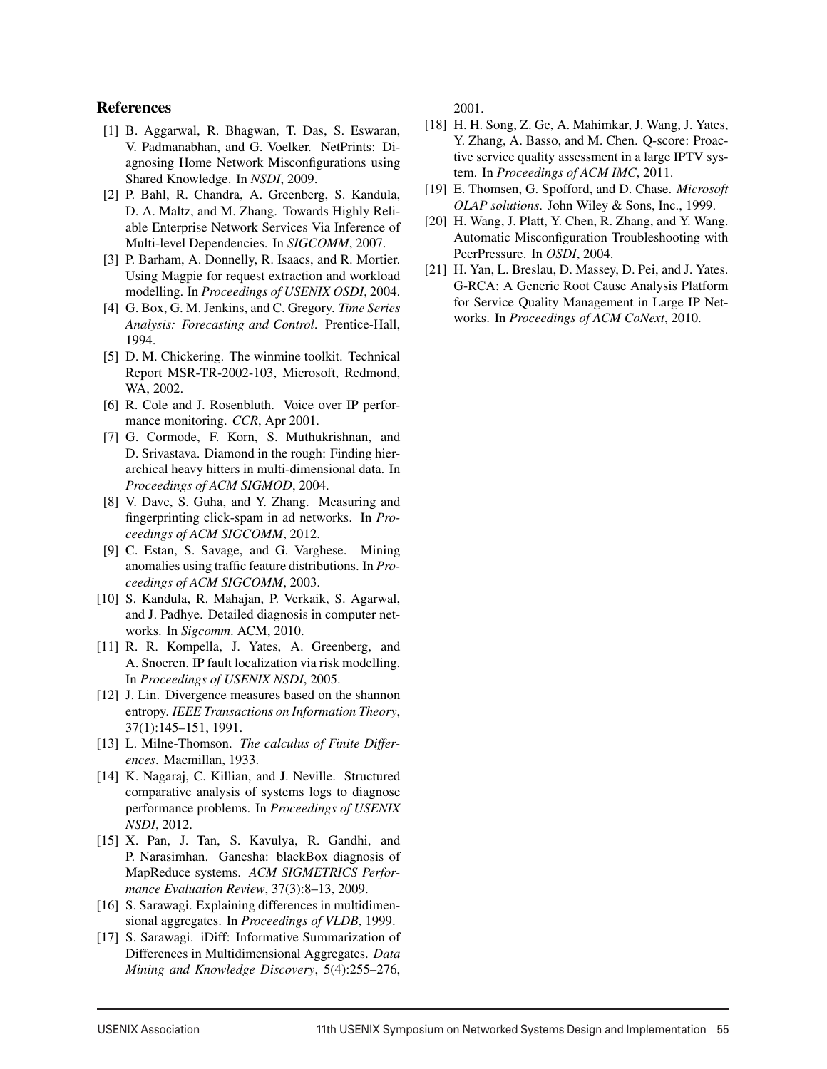## References

[1] B. Aggarwal, R. Bhagwan, T. Das, S. Eswaran, V. Padmanabhan, and G. Voelker. NetPrints: Diagnosing Home Network Misconfigurations using Shared Knowledge. In *NSDI*, 2009.

[2] P. Bahl, R. Chandra, A. Greenberg, S. Kandula, D. A. Maltz, and M. Zhang. Towards Highly Reliable Enterprise Network Services Via Inference of Multi-level Dependencies. In *SIGCOMM*, 2007.

[3] P. Barham, A. Donnelly, R. Isaacs, and R. Mortier. Using Magpie for request extraction and workload modelling. In *Proceedings of USENIX OSDI*, 2004.

[4] G. Box, G. M. Jenkins, and C. Gregory. *Time Series Analysis: Forecasting and Control*. Prentice-Hall, 1994.

[5] D. M. Chickering. The winmine toolkit. Technical Report MSR-TR-2002-103, Microsoft, Redmond, WA, 2002.

[6] R. Cole and J. Rosenbluth. Voice over IP performance monitoring. *CCR*, Apr 2001.

[7] G. Cormode, F. Korn, S. Muthukrishnan, and D. Srivastava. Diamond in the rough: Finding hierarchical heavy hitters in multi-dimensional data. In *Proceedings of ACM SIGMOD*, 2004.

[8] V. Dave, S. Guha, and Y. Zhang. Measuring and fingerprinting click-spam in ad networks. In *Proceedings of ACM SIGCOMM*, 2012.

[9] C. Estan, S. Savage, and G. Varghese. Mining anomalies using traffic feature distributions. In *Proceedings of ACM SIGCOMM*, 2003.

[10] S. Kandula, R. Mahajan, P. Verkaik, S. Agarwal, and J. Padhye. Detailed diagnosis in computer networks. In *Sigcomm*. ACM, 2010.

[11] R. R. Kompella, J. Yates, A. Greenberg, and A. Snoeren. IP fault localization via risk modelling. In *Proceedings of USENIX NSDI*, 2005.

[12] J. Lin. Divergence measures based on the shannon entropy. *IEEE Transactions on Information Theory*, 37(1):145–151, 1991.

[13] L. Milne-Thomson. *The calculus of Finite Differences*. Macmillan, 1933.

[14] K. Nagaraj, C. Killian, and J. Neville. Structured comparative analysis of systems logs to diagnose performance problems. In *Proceedings of USENIX NSDI*, 2012.

[15] X. Pan, J. Tan, S. Kavulya, R. Gandhi, and P. Narasimhan. Ganesha: blackBox diagnosis of MapReduce systems. *ACM SIGMETRICS Performance Evaluation Review*, 37(3):8–13, 2009.

[16] S. Sarawagi. Explaining differences in multidimensional aggregates. In *Proceedings of VLDB*, 1999.

[17] S. Sarawagi. iDiff: Informative Summarization of Differences in Multidimensional Aggregates. *Data Mining and Knowledge Discovery*, 5(4):255–276, 2001.

[18] H. H. Song, Z. Ge, A. Mahimkar, J. Wang, J. Yates, Y. Zhang, A. Basso, and M. Chen. Q-score: Proactive service quality assessment in a large IPTV system. In *Proceedings of ACM IMC*, 2011.

[19] E. Thomsen, G. Spofford, and D. Chase. *Microsoft OLAP solutions*. John Wiley & Sons, Inc., 1999.

[20] H. Wang, J. Platt, Y. Chen, R. Zhang, and Y. Wang. Automatic Misconfiguration Troubleshooting with PeerPressure. In *OSDI*, 2004.

[21] H. Yan, L. Breslau, D. Massey, D. Pei, and J. Yates. G-RCA: A Generic Root Cause Analysis Platform for Service Quality Management in Large IP Networks. In *Proceedings of ACM CoNext*, 2010.